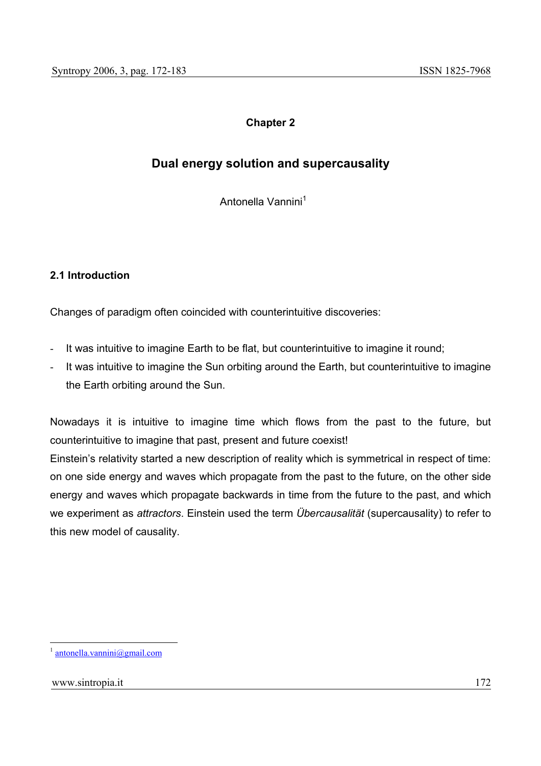**Chapter 2**

# Dual energy solution and supercausality

Antonella Vannini[1]

## 2.1 Introduction

Changes of paradigm often coincided with counterintuitive discoveries:

- It was intuitive to imagine Earth to be flat, but counterintuitive to imagine it round;
- It was intuitive to imagine the Sun orbiting around the Earth, but counterintuitive to imagine the Earth orbiting around the Sun.

Nowadays it is intuitive to imagine time which flows from the past to the future, but counterintuitive to imagine that past, present and future coexist!
Einstein's relativity started a new description of reality which is symmetrical in respect of time: on one side energy and waves which propagate from the past to the future, on the other side energy and waves which propagate backwards in time from the future to the past, and which we experiment as *attractors*. Einstein used the term *Übercausalität* (supercausality) to refer to this new model of causality.

[1] antonella.vannini@gmail.com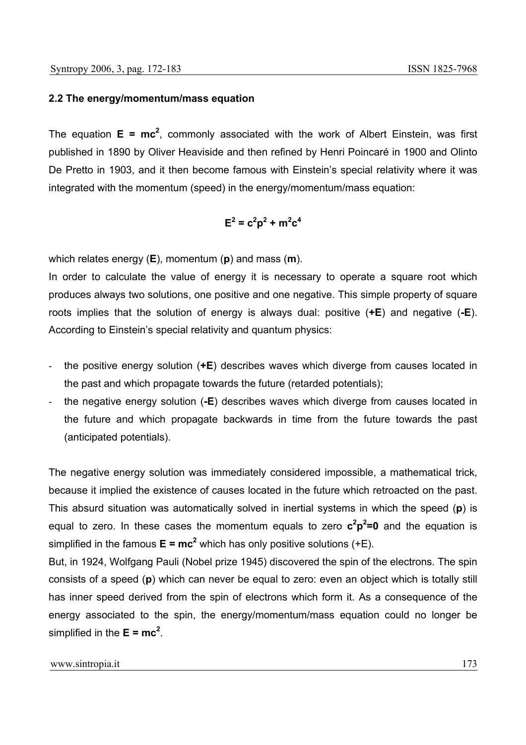### 2.2 The energy/momentum/mass equation

The equation $\mathbf{E = mc^2}$, commonly associated with the work of Albert Einstein, was first published in 1890 by Oliver Heaviside and then refined by Henri Poincaré in 1900 and Olinto De Pretto in 1903, and it then become famous with Einstein's special relativity where it was integrated with the momentum (speed) in the energy/momentum/mass equation:

$$\mathbf{E^2 = c^2p^2 + m^2c^4}$$

which relates energy (**E**), momentum (**p**) and mass (**m**).

In order to calculate the value of energy it is necessary to operate a square root which produces always two solutions, one positive and one negative. This simple property of square roots implies that the solution of energy is always dual: positive (**+E**) and negative (**-E**). According to Einstein's special relativity and quantum physics:

- the positive energy solution (**+E**) describes waves which diverge from causes located in the past and which propagate towards the future (retarded potentials);
- the negative energy solution (**-E**) describes waves which diverge from causes located in the future and which propagate backwards in time from the future towards the past (anticipated potentials).

The negative energy solution was immediately considered impossible, a mathematical trick, because it implied the existence of causes located in the future which retroacted on the past. This absurd situation was automatically solved in inertial systems in which the speed (**p**) is equal to zero. In these cases the momentum equals to zero $\mathbf{c^2p^2=0}$ and the equation is simplified in the famous $\mathbf{E = mc^2}$ which has only positive solutions (+E).

But, in 1924, Wolfgang Pauli (Nobel prize 1945) discovered the spin of the electrons. The spin consists of a speed (**p**) which can never be equal to zero: even an object which is totally still has inner speed derived from the spin of electrons which form it. As a consequence of the energy associated to the spin, the energy/momentum/mass equation could no longer be simplified in the $\mathbf{E = mc^2}$.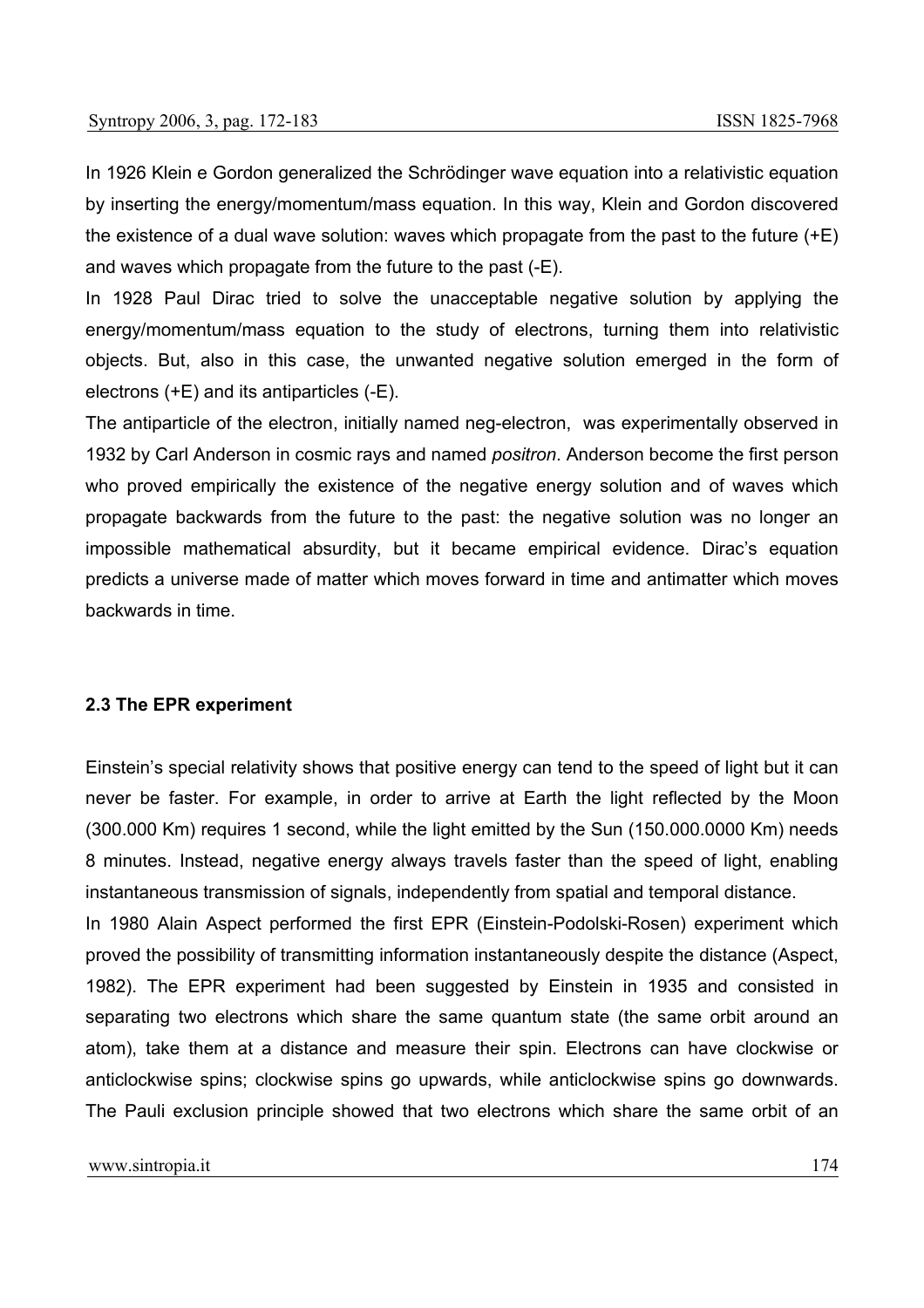In 1926 Klein e Gordon generalized the Schrödinger wave equation into a relativistic equation by inserting the energy/momentum/mass equation. In this way, Klein and Gordon discovered the existence of a dual wave solution: waves which propagate from the past to the future (+E) and waves which propagate from the future to the past (-E).

In 1928 Paul Dirac tried to solve the unacceptable negative solution by applying the energy/momentum/mass equation to the study of electrons, turning them into relativistic objects. But, also in this case, the unwanted negative solution emerged in the form of electrons (+E) and its antiparticles (-E).

The antiparticle of the electron, initially named neg-electron, was experimentally observed in 1932 by Carl Anderson in cosmic rays and named *positron*. Anderson become the first person who proved empirically the existence of the negative energy solution and of waves which propagate backwards from the future to the past: the negative solution was no longer an impossible mathematical absurdity, but it became empirical evidence. Dirac's equation predicts a universe made of matter which moves forward in time and antimatter which moves backwards in time.

### 2.3 The EPR experiment

Einstein's special relativity shows that positive energy can tend to the speed of light but it can never be faster. For example, in order to arrive at Earth the light reflected by the Moon (300.000 Km) requires 1 second, while the light emitted by the Sun (150.000.0000 Km) needs 8 minutes. Instead, negative energy always travels faster than the speed of light, enabling instantaneous transmission of signals, independently from spatial and temporal distance.

In 1980 Alain Aspect performed the first EPR (Einstein-Podolski-Rosen) experiment which proved the possibility of transmitting information instantaneously despite the distance (Aspect, 1982). The EPR experiment had been suggested by Einstein in 1935 and consisted in separating two electrons which share the same quantum state (the same orbit around an atom), take them at a distance and measure their spin. Electrons can have clockwise or anticlockwise spins; clockwise spins go upwards, while anticlockwise spins go downwards. The Pauli exclusion principle showed that two electrons which share the same orbit of an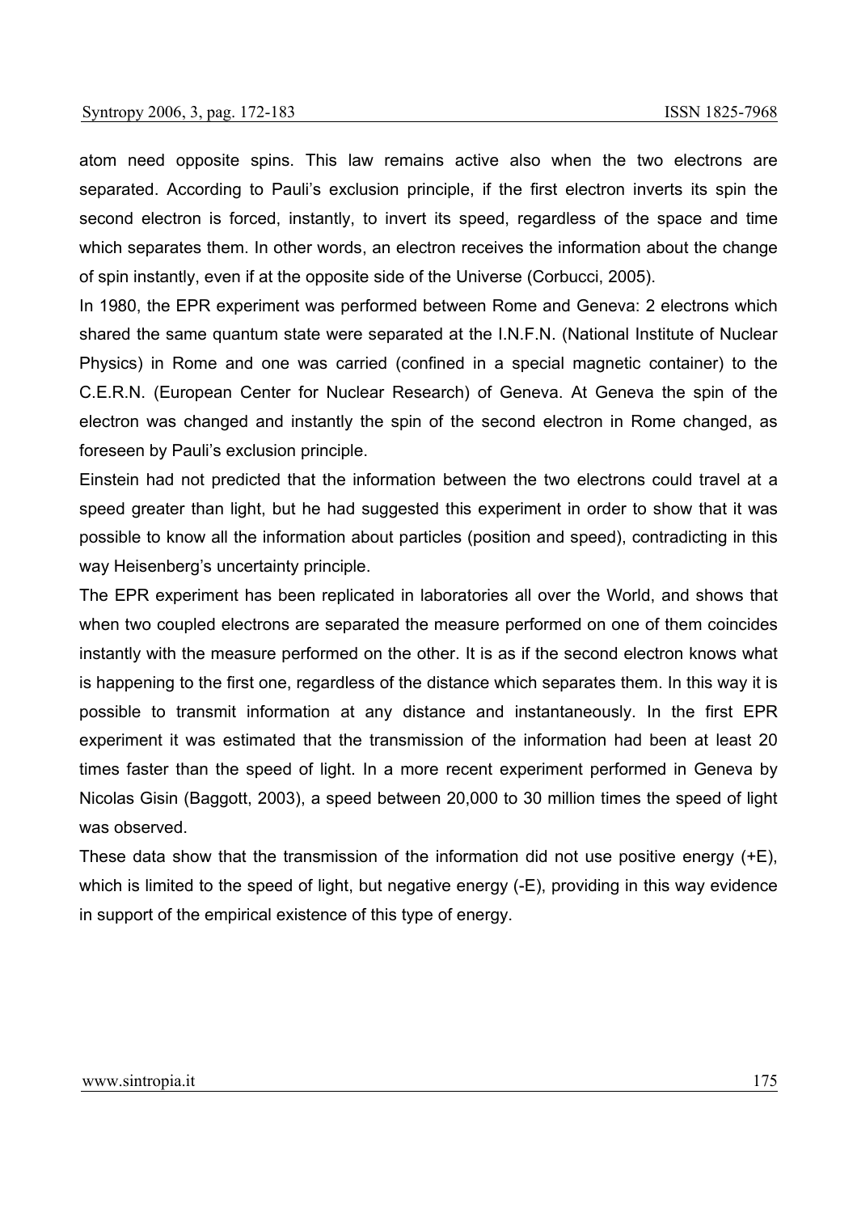atom need opposite spins. This law remains active also when the two electrons are separated. According to Pauli's exclusion principle, if the first electron inverts its spin the second electron is forced, instantly, to invert its speed, regardless of the space and time which separates them. In other words, an electron receives the information about the change of spin instantly, even if at the opposite side of the Universe (Corbucci, 2005).

In 1980, the EPR experiment was performed between Rome and Geneva: 2 electrons which shared the same quantum state were separated at the I.N.F.N. (National Institute of Nuclear Physics) in Rome and one was carried (confined in a special magnetic container) to the C.E.R.N. (European Center for Nuclear Research) of Geneva. At Geneva the spin of the electron was changed and instantly the spin of the second electron in Rome changed, as foreseen by Pauli's exclusion principle.

Einstein had not predicted that the information between the two electrons could travel at a speed greater than light, but he had suggested this experiment in order to show that it was possible to know all the information about particles (position and speed), contradicting in this way Heisenberg's uncertainty principle.

The EPR experiment has been replicated in laboratories all over the World, and shows that when two coupled electrons are separated the measure performed on one of them coincides instantly with the measure performed on the other. It is as if the second electron knows what is happening to the first one, regardless of the distance which separates them. In this way it is possible to transmit information at any distance and instantaneously. In the first EPR experiment it was estimated that the transmission of the information had been at least 20 times faster than the speed of light. In a more recent experiment performed in Geneva by Nicolas Gisin (Baggott, 2003), a speed between 20,000 to 30 million times the speed of light was observed.

These data show that the transmission of the information did not use positive energy (+E), which is limited to the speed of light, but negative energy (-E), providing in this way evidence in support of the empirical existence of this type of energy.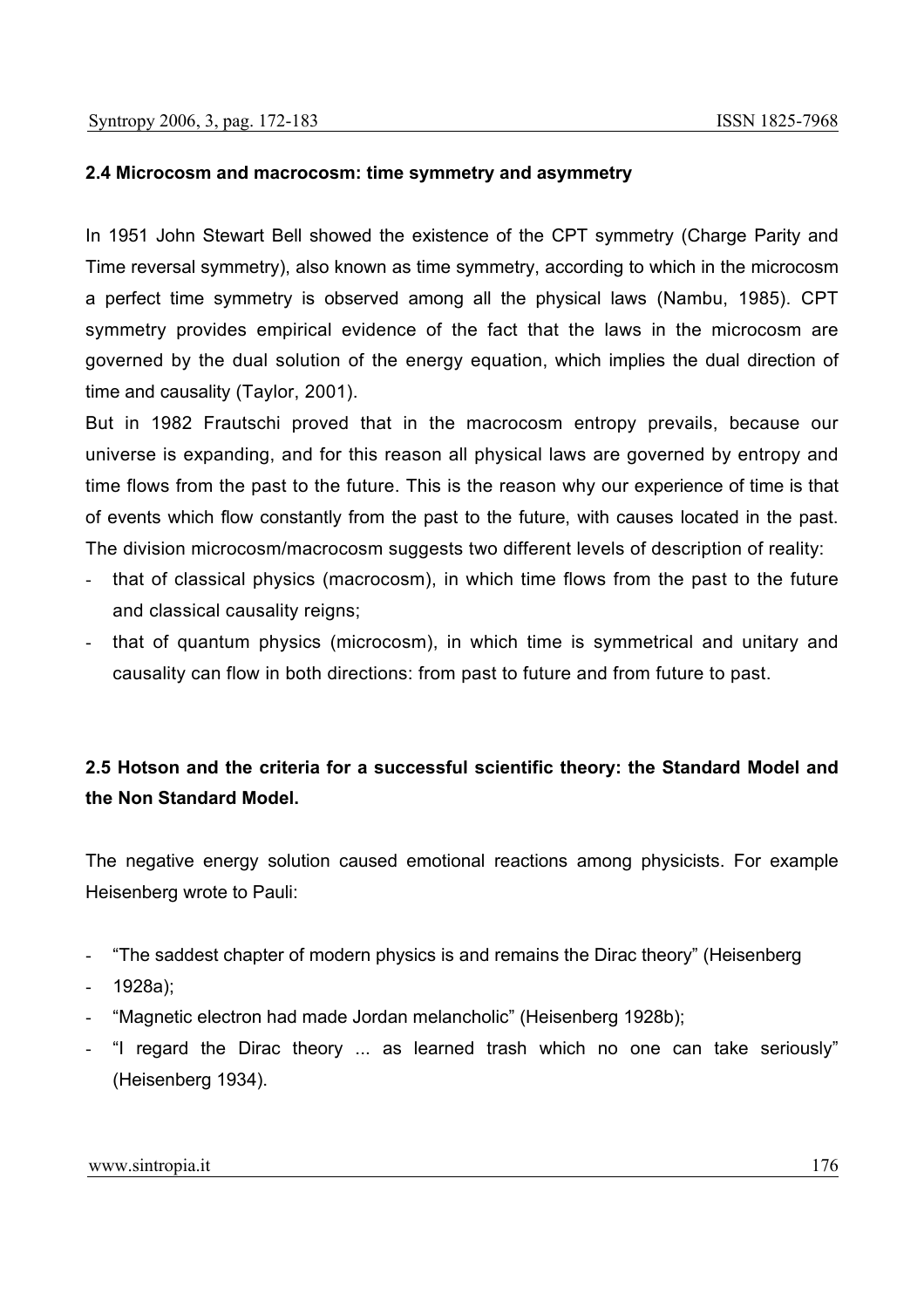### 2.4 Microcosm and macrocosm: time symmetry and asymmetry

In 1951 John Stewart Bell showed the existence of the CPT symmetry (Charge Parity and Time reversal symmetry), also known as time symmetry, according to which in the microcosm a perfect time symmetry is observed among all the physical laws (Nambu, 1985). CPT symmetry provides empirical evidence of the fact that the laws in the microcosm are governed by the dual solution of the energy equation, which implies the dual direction of time and causality (Taylor, 2001).

But in 1982 Frautschi proved that in the macrocosm entropy prevails, because our universe is expanding, and for this reason all physical laws are governed by entropy and time flows from the past to the future. This is the reason why our experience of time is that of events which flow constantly from the past to the future, with causes located in the past. The division microcosm/macrocosm suggests two different levels of description of reality:

- that of classical physics (macrocosm), in which time flows from the past to the future and classical causality reigns;
- that of quantum physics (microcosm), in which time is symmetrical and unitary and causality can flow in both directions: from past to future and from future to past.

### 2.5 Hotson and the criteria for a successful scientific theory: the Standard Model and the Non Standard Model.

The negative energy solution caused emotional reactions among physicists. For example Heisenberg wrote to Pauli:

- "The saddest chapter of modern physics is and remains the Dirac theory" (Heisenberg
- 1928a);
- "Magnetic electron had made Jordan melancholic" (Heisenberg 1928b);
- "I regard the Dirac theory ... as learned trash which no one can take seriously" (Heisenberg 1934).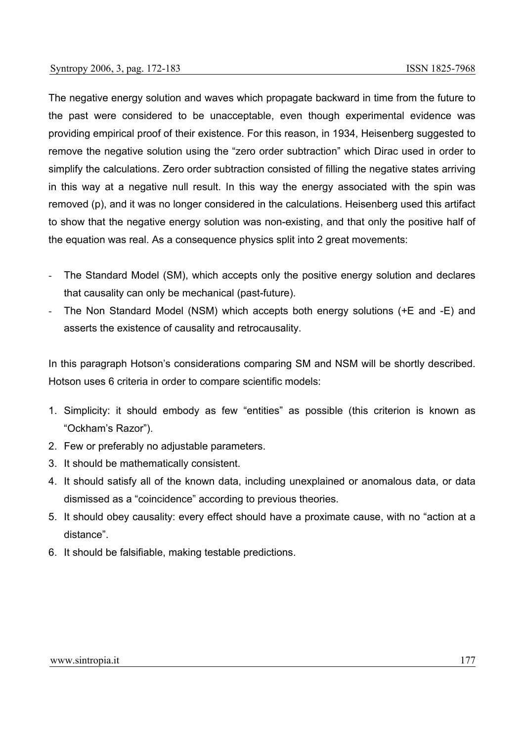The negative energy solution and waves which propagate backward in time from the future to the past were considered to be unacceptable, even though experimental evidence was providing empirical proof of their existence. For this reason, in 1934, Heisenberg suggested to remove the negative solution using the "zero order subtraction" which Dirac used in order to simplify the calculations. Zero order subtraction consisted of filling the negative states arriving in this way at a negative null result. In this way the energy associated with the spin was removed (p), and it was no longer considered in the calculations. Heisenberg used this artifact to show that the negative energy solution was non-existing, and that only the positive half of the equation was real. As a consequence physics split into 2 great movements:

- The Standard Model (SM), which accepts only the positive energy solution and declares that causality can only be mechanical (past-future).
- The Non Standard Model (NSM) which accepts both energy solutions (+E and -E) and asserts the existence of causality and retrocausality.

In this paragraph Hotson's considerations comparing SM and NSM will be shortly described. Hotson uses 6 criteria in order to compare scientific models:

1. Simplicity: it should embody as few "entities" as possible (this criterion is known as "Ockham's Razor").
2. Few or preferably no adjustable parameters.
3. It should be mathematically consistent.
4. It should satisfy all of the known data, including unexplained or anomalous data, or data dismissed as a "coincidence" according to previous theories.
5. It should obey causality: every effect should have a proximate cause, with no "action at a distance".
6. It should be falsifiable, making testable predictions.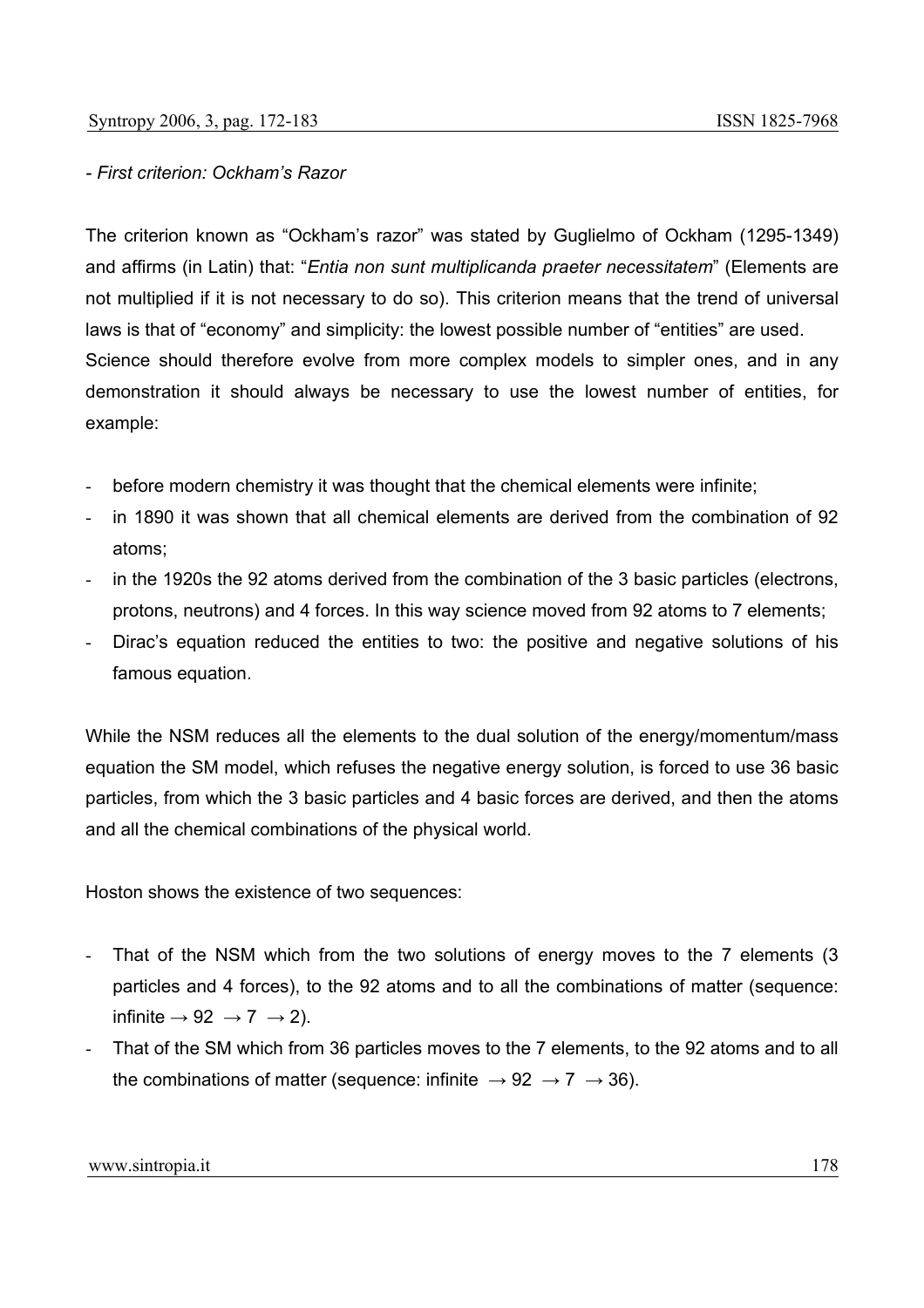*- First criterion: Ockham's Razor*

The criterion known as "Ockham's razor" was stated by Guglielmo of Ockham (1295-1349) and affirms (in Latin) that: "*Entia non sunt multiplicanda praeter necessitatem*" (Elements are not multiplied if it is not necessary to do so). This criterion means that the trend of universal laws is that of "economy" and simplicity: the lowest possible number of "entities" are used. Science should therefore evolve from more complex models to simpler ones, and in any demonstration it should always be necessary to use the lowest number of entities, for example:

- before modern chemistry it was thought that the chemical elements were infinite;
- in 1890 it was shown that all chemical elements are derived from the combination of 92 atoms;
- in the 1920s the 92 atoms derived from the combination of the 3 basic particles (electrons, protons, neutrons) and 4 forces. In this way science moved from 92 atoms to 7 elements;
- Dirac's equation reduced the entities to two: the positive and negative solutions of his famous equation.

While the NSM reduces all the elements to the dual solution of the energy/momentum/mass equation the SM model, which refuses the negative energy solution, is forced to use 36 basic particles, from which the 3 basic particles and 4 basic forces are derived, and then the atoms and all the chemical combinations of the physical world.

Hoston shows the existence of two sequences:

- That of the NSM which from the two solutions of energy moves to the 7 elements (3 particles and 4 forces), to the 92 atoms and to all the combinations of matter (sequence: infinite $\rightarrow$ 92 $\rightarrow$ 7 $\rightarrow$ 2).
- That of the SM which from 36 particles moves to the 7 elements, to the 92 atoms and to all the combinations of matter (sequence: infinite $\rightarrow$ 92 $\rightarrow$ 7 $\rightarrow$ 36).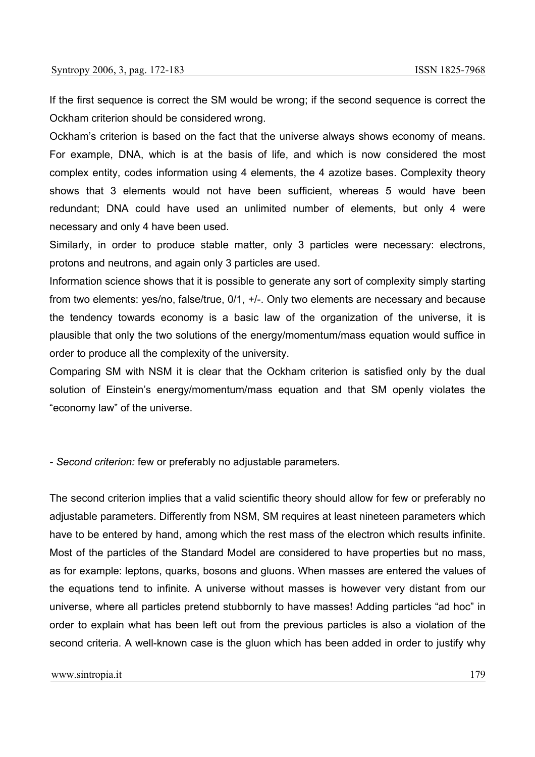If the first sequence is correct the SM would be wrong; if the second sequence is correct the Ockham criterion should be considered wrong.

Ockham's criterion is based on the fact that the universe always shows economy of means. For example, DNA, which is at the basis of life, and which is now considered the most complex entity, codes information using 4 elements, the 4 azotize bases. Complexity theory shows that 3 elements would not have been sufficient, whereas 5 would have been redundant; DNA could have used an unlimited number of elements, but only 4 were necessary and only 4 have been used.

Similarly, in order to produce stable matter, only 3 particles were necessary: electrons, protons and neutrons, and again only 3 particles are used.

Information science shows that it is possible to generate any sort of complexity simply starting from two elements: yes/no, false/true, 0/1, +/-. Only two elements are necessary and because the tendency towards economy is a basic law of the organization of the universe, it is plausible that only the two solutions of the energy/momentum/mass equation would suffice in order to produce all the complexity of the university.

Comparing SM with NSM it is clear that the Ockham criterion is satisfied only by the dual solution of Einstein's energy/momentum/mass equation and that SM openly violates the "economy law" of the universe.

- *Second criterion:* few or preferably no adjustable parameters.

The second criterion implies that a valid scientific theory should allow for few or preferably no adjustable parameters. Differently from NSM, SM requires at least nineteen parameters which have to be entered by hand, among which the rest mass of the electron which results infinite. Most of the particles of the Standard Model are considered to have properties but no mass, as for example: leptons, quarks, bosons and gluons. When masses are entered the values of the equations tend to infinite. A universe without masses is however very distant from our universe, where all particles pretend stubbornly to have masses! Adding particles "ad hoc" in order to explain what has been left out from the previous particles is also a violation of the second criteria. A well-known case is the gluon which has been added in order to justify why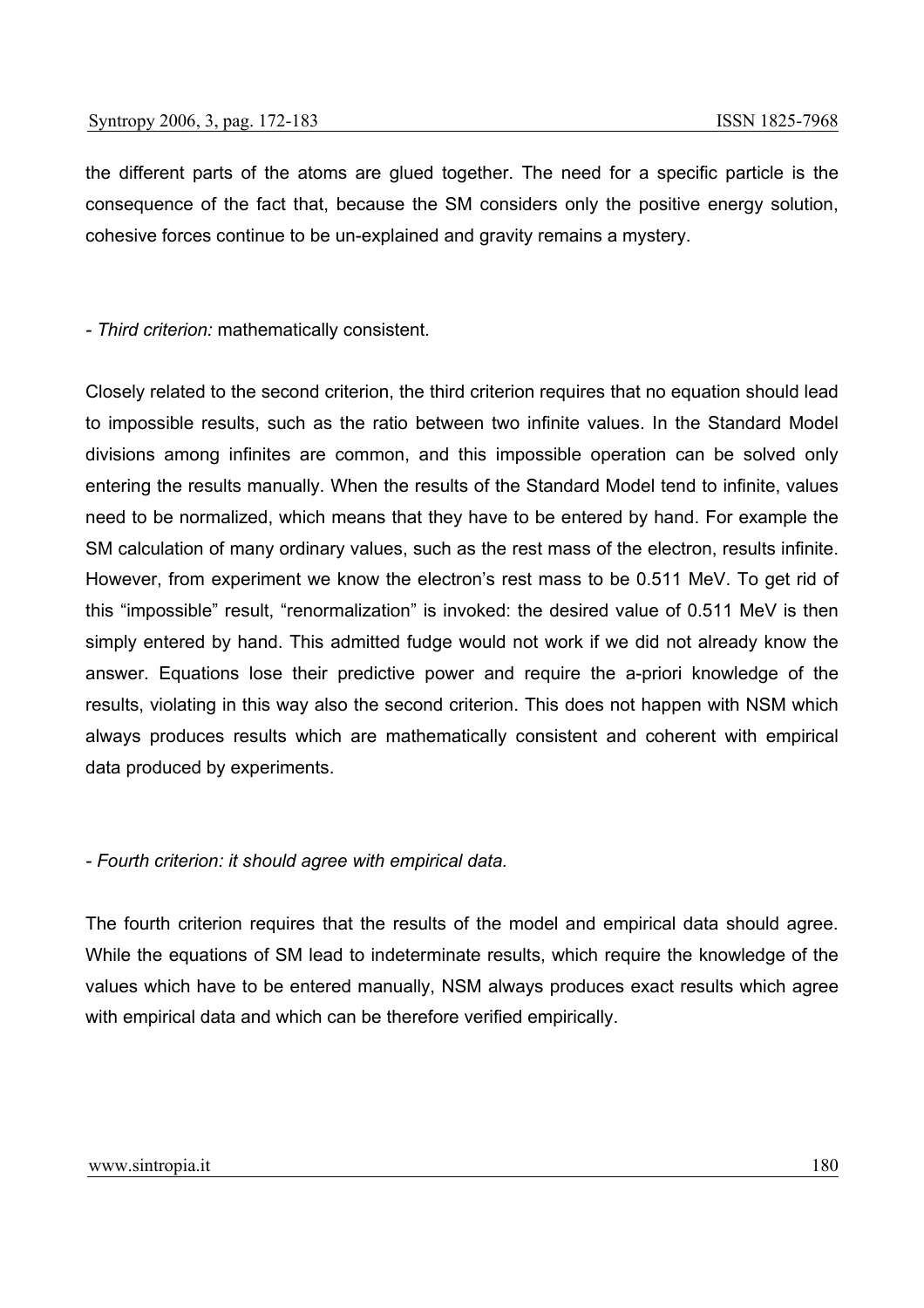the different parts of the atoms are glued together. The need for a specific particle is the consequence of the fact that, because the SM considers only the positive energy solution, cohesive forces continue to be un-explained and gravity remains a mystery.

- *Third criterion:* mathematically consistent*.*

Closely related to the second criterion, the third criterion requires that no equation should lead to impossible results, such as the ratio between two infinite values. In the Standard Model divisions among infinites are common, and this impossible operation can be solved only entering the results manually. When the results of the Standard Model tend to infinite, values need to be normalized, which means that they have to be entered by hand. For example the SM calculation of many ordinary values, such as the rest mass of the electron, results infinite. However, from experiment we know the electron's rest mass to be 0.511 MeV. To get rid of this "impossible" result, "renormalization" is invoked: the desired value of 0.511 MeV is then simply entered by hand. This admitted fudge would not work if we did not already know the answer. Equations lose their predictive power and require the a-priori knowledge of the results, violating in this way also the second criterion. This does not happen with NSM which always produces results which are mathematically consistent and coherent with empirical data produced by experiments.

- *Fourth criterion: it should agree with empirical data.*

The fourth criterion requires that the results of the model and empirical data should agree. While the equations of SM lead to indeterminate results, which require the knowledge of the values which have to be entered manually, NSM always produces exact results which agree with empirical data and which can be therefore verified empirically.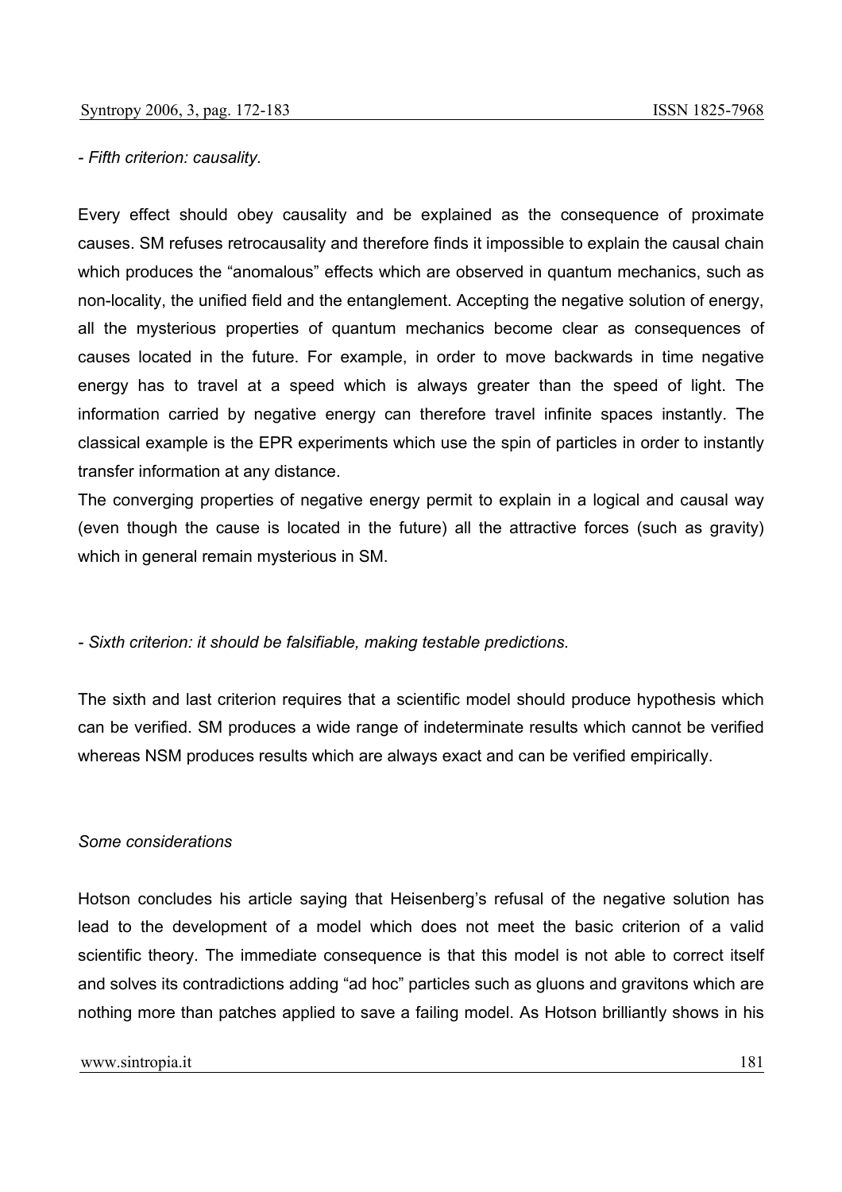*- Fifth criterion: causality.*

Every effect should obey causality and be explained as the consequence of proximate causes. SM refuses retrocausality and therefore finds it impossible to explain the causal chain which produces the "anomalous" effects which are observed in quantum mechanics, such as non-locality, the unified field and the entanglement. Accepting the negative solution of energy, all the mysterious properties of quantum mechanics become clear as consequences of causes located in the future. For example, in order to move backwards in time negative energy has to travel at a speed which is always greater than the speed of light. The information carried by negative energy can therefore travel infinite spaces instantly. The classical example is the EPR experiments which use the spin of particles in order to instantly transfer information at any distance.

The converging properties of negative energy permit to explain in a logical and causal way (even though the cause is located in the future) all the attractive forces (such as gravity) which in general remain mysterious in SM.

*- Sixth criterion: it should be falsifiable, making testable predictions.*

The sixth and last criterion requires that a scientific model should produce hypothesis which can be verified. SM produces a wide range of indeterminate results which cannot be verified whereas NSM produces results which are always exact and can be verified empirically.

*Some considerations*

Hotson concludes his article saying that Heisenberg's refusal of the negative solution has lead to the development of a model which does not meet the basic criterion of a valid scientific theory. The immediate consequence is that this model is not able to correct itself and solves its contradictions adding "ad hoc" particles such as gluons and gravitons which are nothing more than patches applied to save a failing model. As Hotson brilliantly shows in his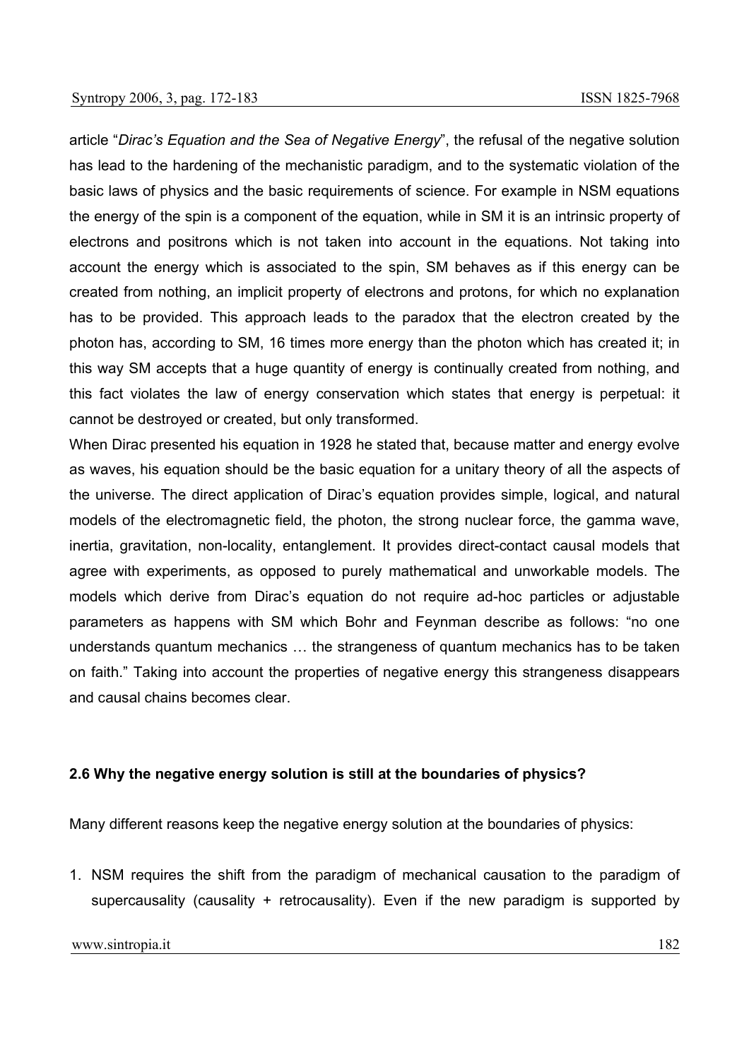article "*Dirac's Equation and the Sea of Negative Energy*", the refusal of the negative solution has lead to the hardening of the mechanistic paradigm, and to the systematic violation of the basic laws of physics and the basic requirements of science. For example in NSM equations the energy of the spin is a component of the equation, while in SM it is an intrinsic property of electrons and positrons which is not taken into account in the equations. Not taking into account the energy which is associated to the spin, SM behaves as if this energy can be created from nothing, an implicit property of electrons and protons, for which no explanation has to be provided. This approach leads to the paradox that the electron created by the photon has, according to SM, 16 times more energy than the photon which has created it; in this way SM accepts that a huge quantity of energy is continually created from nothing, and this fact violates the law of energy conservation which states that energy is perpetual: it cannot be destroyed or created, but only transformed.

When Dirac presented his equation in 1928 he stated that, because matter and energy evolve as waves, his equation should be the basic equation for a unitary theory of all the aspects of the universe. The direct application of Dirac's equation provides simple, logical, and natural models of the electromagnetic field, the photon, the strong nuclear force, the gamma wave, inertia, gravitation, non-locality, entanglement. It provides direct-contact causal models that agree with experiments, as opposed to purely mathematical and unworkable models. The models which derive from Dirac's equation do not require ad-hoc particles or adjustable parameters as happens with SM which Bohr and Feynman describe as follows: "no one understands quantum mechanics … the strangeness of quantum mechanics has to be taken on faith." Taking into account the properties of negative energy this strangeness disappears and causal chains becomes clear.

### 2.6 Why the negative energy solution is still at the boundaries of physics?

Many different reasons keep the negative energy solution at the boundaries of physics:

1. NSM requires the shift from the paradigm of mechanical causation to the paradigm of supercausality (causality + retrocausality). Even if the new paradigm is supported by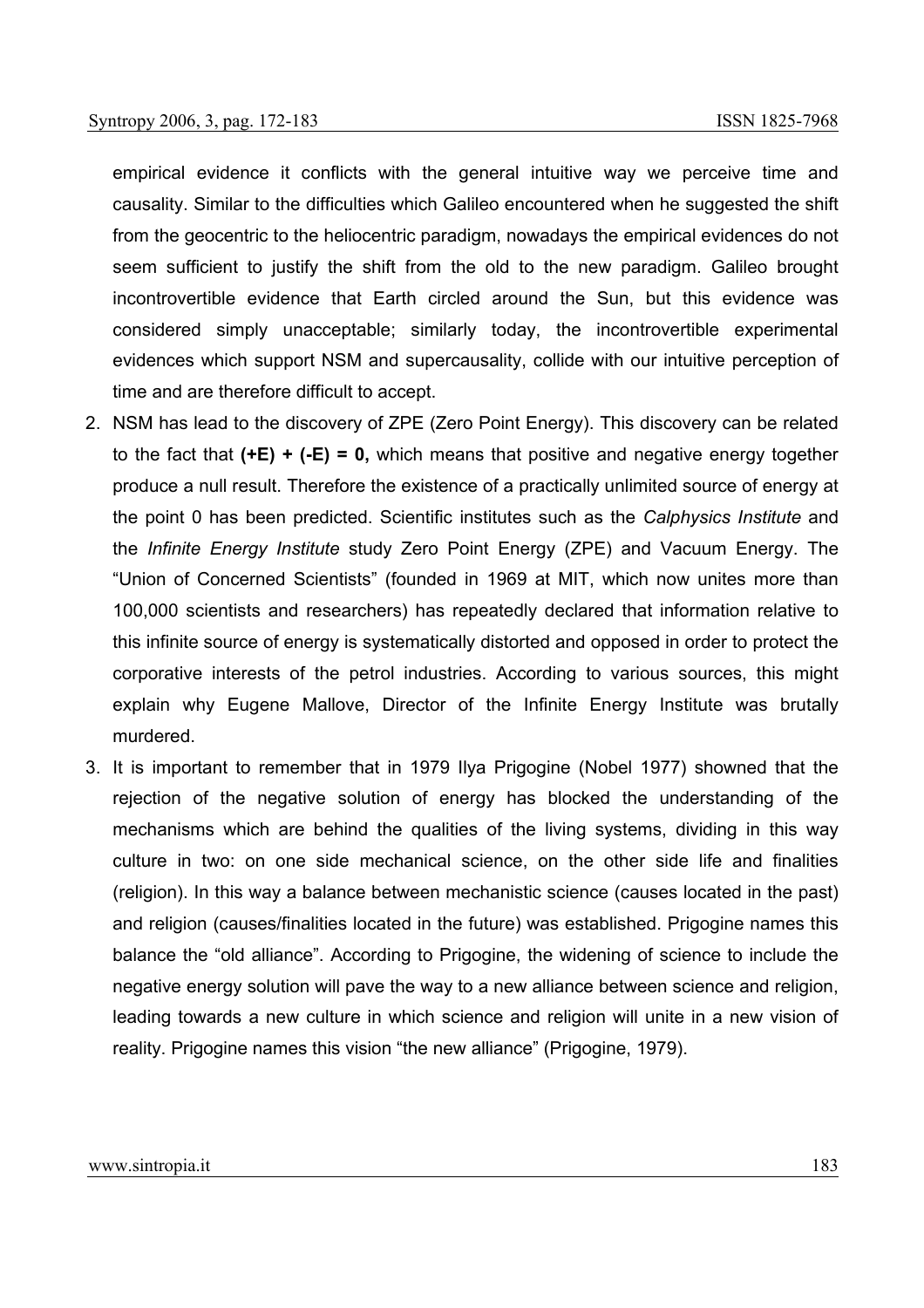empirical evidence it conflicts with the general intuitive way we perceive time and causality. Similar to the difficulties which Galileo encountered when he suggested the shift from the geocentric to the heliocentric paradigm, nowadays the empirical evidences do not seem sufficient to justify the shift from the old to the new paradigm. Galileo brought incontrovertible evidence that Earth circled around the Sun, but this evidence was considered simply unacceptable; similarly today, the incontrovertible experimental evidences which support NSM and supercausality, collide with our intuitive perception of time and are therefore difficult to accept.

2. NSM has lead to the discovery of ZPE (Zero Point Energy). This discovery can be related to the fact that **(+E) + (-E) = 0,** which means that positive and negative energy together produce a null result. Therefore the existence of a practically unlimited source of energy at the point 0 has been predicted. Scientific institutes such as the *Calphysics Institute* and the *Infinite Energy Institute* study Zero Point Energy (ZPE) and Vacuum Energy. The "Union of Concerned Scientists" (founded in 1969 at MIT, which now unites more than 100,000 scientists and researchers) has repeatedly declared that information relative to this infinite source of energy is systematically distorted and opposed in order to protect the corporative interests of the petrol industries. According to various sources, this might explain why Eugene Mallove, Director of the Infinite Energy Institute was brutally murdered.
3. It is important to remember that in 1979 Ilya Prigogine (Nobel 1977) showned that the rejection of the negative solution of energy has blocked the understanding of the mechanisms which are behind the qualities of the living systems, dividing in this way culture in two: on one side mechanical science, on the other side life and finalities (religion). In this way a balance between mechanistic science (causes located in the past) and religion (causes/finalities located in the future) was established. Prigogine names this balance the "old alliance". According to Prigogine, the widening of science to include the negative energy solution will pave the way to a new alliance between science and religion, leading towards a new culture in which science and religion will unite in a new vision of reality. Prigogine names this vision "the new alliance" (Prigogine, 1979).